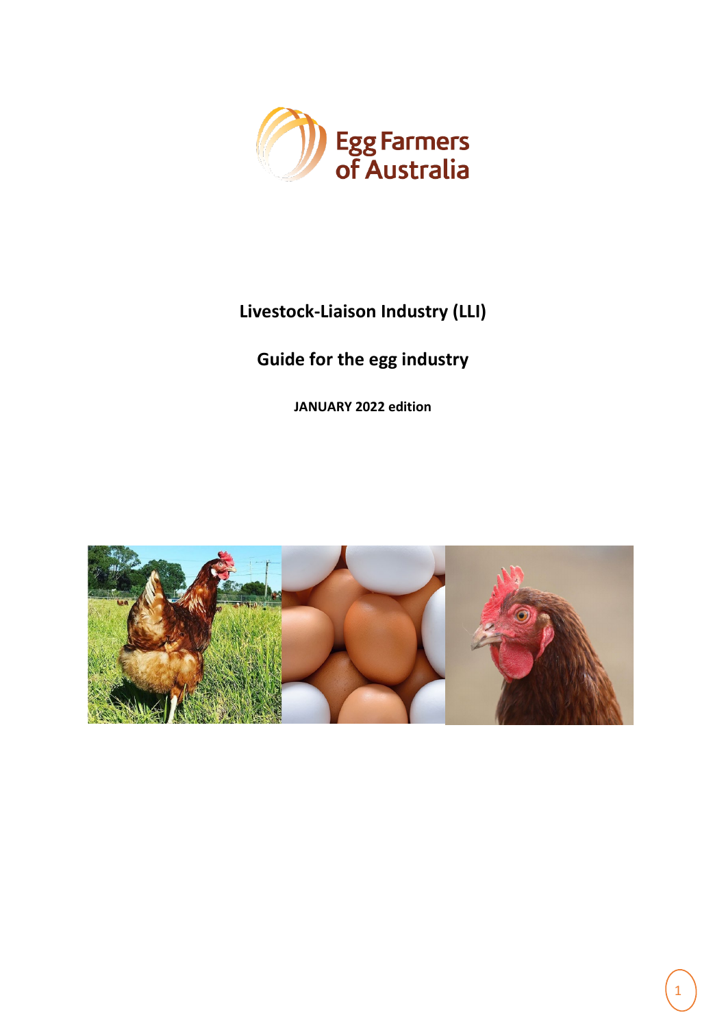Egg Farmers of Australia

# Livestock-Liaison Industry (LLI)

## Guide for the egg industry

**JANUARY 2022 edition**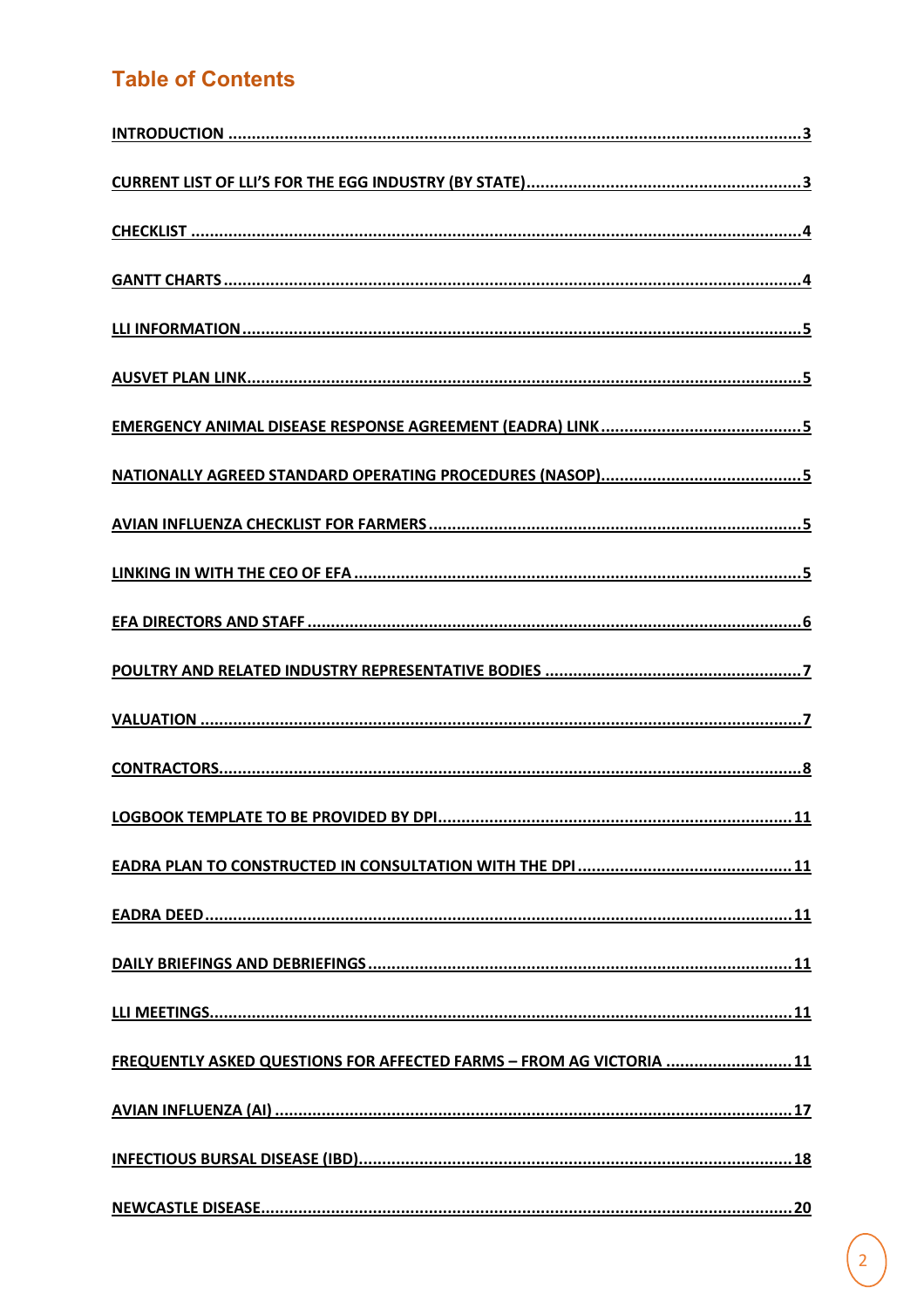## Table of Contents

| | |
|---|---|
| INTRODUCTION | 3 |
| CURRENT LIST OF LLI'S FOR THE EGG INDUSTRY (BY STATE) | 3 |
| CHECKLIST | 4 |
| GANTT CHARTS | 4 |
| LLI INFORMATION | 5 |
| AUSVET PLAN LINK | 5 |
| EMERGENCY ANIMAL DISEASE RESPONSE AGREEMENT (EADRA) LINK | 5 |
| NATIONALLY AGREED STANDARD OPERATING PROCEDURES (NASOP) | 5 |
| AVIAN INFLUENZA CHECKLIST FOR FARMERS | 5 |
| LINKING IN WITH THE CEO OF EFA | 5 |
| EFA DIRECTORS AND STAFF | 6 |
| POULTRY AND RELATED INDUSTRY REPRESENTATIVE BODIES | 7 |
| VALUATION | 7 |
| CONTRACTORS | 8 |
| LOGBOOK TEMPLATE TO BE PROVIDED BY DPI | 11 |
| EADRA PLAN TO CONSTRUCTED IN CONSULTATION WITH THE DPI | 11 |
| EADRA DEED | 11 |
| DAILY BRIEFINGS AND DEBRIEFINGS | 11 |
| LLI MEETINGS | 11 |
| FREQUENTLY ASKED QUESTIONS FOR AFFECTED FARMS – FROM AG VICTORIA | 11 |
| AVIAN INFLUENZA (AI) | 17 |
| INFECTIOUS BURSAL DISEASE (IBD) | 18 |
| NEWCASTLE DISEASE | 20 |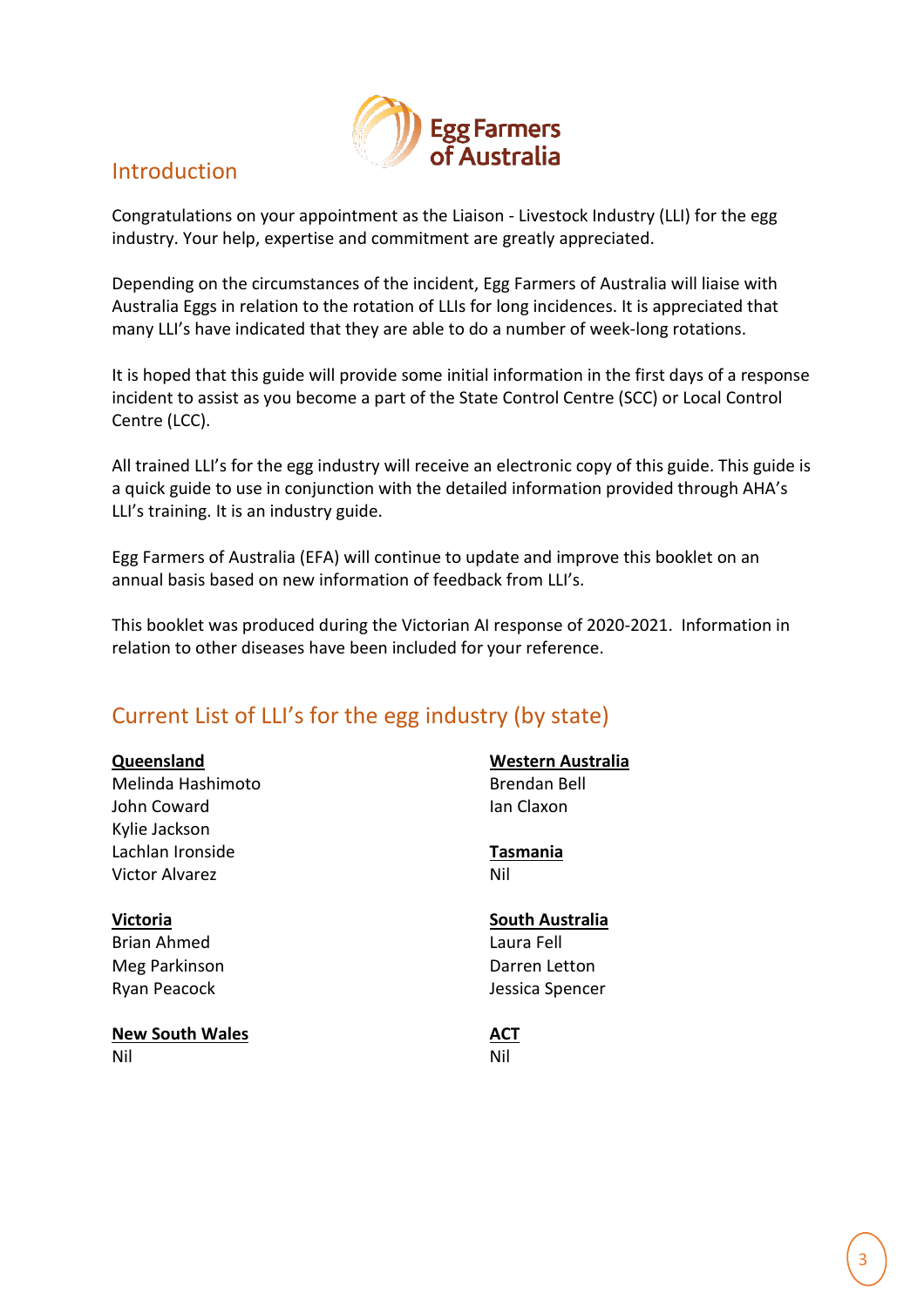## Introduction

Congratulations on your appointment as the Liaison - Livestock Industry (LLI) for the egg industry. Your help, expertise and commitment are greatly appreciated.

Depending on the circumstances of the incident, Egg Farmers of Australia will liaise with Australia Eggs in relation to the rotation of LLIs for long incidences. It is appreciated that many LLI's have indicated that they are able to do a number of week-long rotations.

It is hoped that this guide will provide some initial information in the first days of a response incident to assist as you become a part of the State Control Centre (SCC) or Local Control Centre (LCC).

All trained LLI's for the egg industry will receive an electronic copy of this guide. This guide is a quick guide to use in conjunction with the detailed information provided through AHA's LLI's training. It is an industry guide.

Egg Farmers of Australia (EFA) will continue to update and improve this booklet on an annual basis based on new information of feedback from LLI's.

This booklet was produced during the Victorian AI response of 2020-2021. Information in relation to other diseases have been included for your reference.

## Current List of LLI's for the egg industry (by state)

**Queensland**
Melinda Hashimoto
John Coward
Kylie Jackson
Lachlan Ironside
Victor Alvarez

**Victoria**
Brian Ahmed
Meg Parkinson
Ryan Peacock

**New South Wales**
Nil

**Western Australia**
Brendan Bell
Ian Claxon

**Tasmania**
Nil

**South Australia**
Laura Fell
Darren Letton
Jessica Spencer

**ACT**
Nil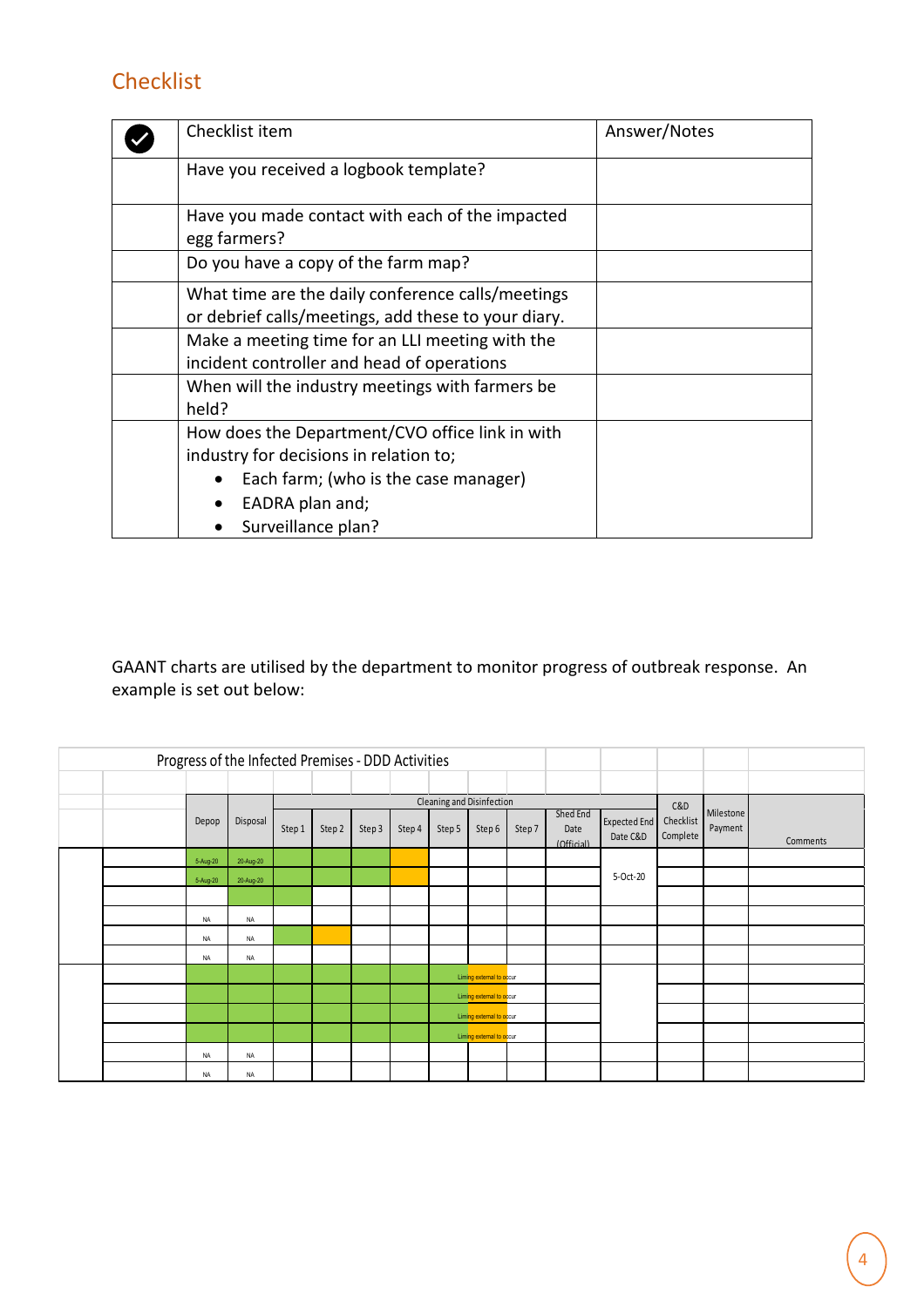## Checklist

| ✓ | Checklist item | Answer/Notes |
|---|---|---|
| | Have you received a logbook template? | |
| | Have you made contact with each of the impacted egg farmers? | |
| | Do you have a copy of the farm map? | |
| | What time are the daily conference calls/meetings or debrief calls/meetings, add these to your diary. | |
| | Make a meeting time for an LLI meeting with the incident controller and head of operations | |
| | When will the industry meetings with farmers be held? | |
| | How does the Department/CVO office link in with industry for decisions in relation to;<br>• Each farm; (who is the case manager)<br>• EADRA plan and;<br>• Surveillance plan? | |

GAANT charts are utilised by the department to monitor progress of outbreak response. An example is set out below:

Progress of the Infected Premises - DDD Activities

| | | Depop | Disposal | Cleaning and Disinfection | | | | | | | Shed End Date (Official) | Expected End Date C&D | C&D Checklist Complete | Milestone Payment | Comments |
|---|---|---|---|---|---|---|---|---|---|---|---|---|---|---|---|
| | | | | Step 1 | Step 2 | Step 3 | Step 4 | Step 5 | Step 6 | Step 7 | | | | | |
| | | 5-Aug-20 | 20-Aug-20 | | | | | | | | | | | | |
| | | 5-Aug-20 | 20-Aug-20 | | | | | | | | | 5-Oct-20 | | | |
| | | | | | | | | | | | | | | | |
| | | NA | NA | | | | | | | | | | | | |
| | | NA | NA | | | | | | | | | | | | |
| | | NA | NA | | | | | | | | | | | | |
| | | | | | | | | Liming external to occur | | | | | | | |
| | | | | | | | | Liming external to occur | | | | | | | |
| | | | | | | | | Liming external to occur | | | | | | | |
| | | | | | | | | Liming external to occur | | | | | | | |
| | | NA | NA | | | | | | | | | | | | |
| | | NA | NA | | | | | | | | | | | | |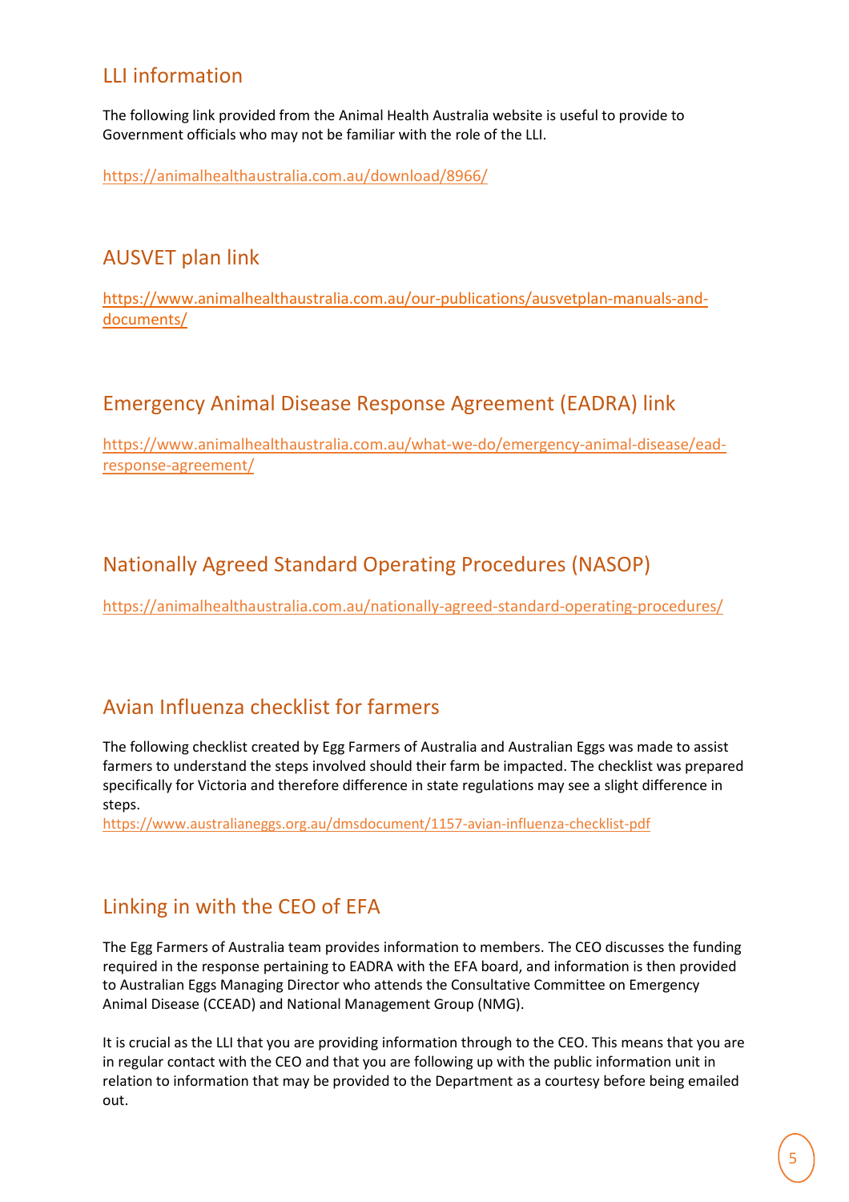## LLI information

The following link provided from the Animal Health Australia website is useful to provide to Government officials who may not be familiar with the role of the LLI.

https://animalhealthaustralia.com.au/download/8966/

## AUSVET plan link

https://www.animalhealthaustralia.com.au/our-publications/ausvetplan-manuals-and-documents/

## Emergency Animal Disease Response Agreement (EADRA) link

https://www.animalhealthaustralia.com.au/what-we-do/emergency-animal-disease/ead-response-agreement/

## Nationally Agreed Standard Operating Procedures (NASOP)

https://animalhealthaustralia.com.au/nationally-agreed-standard-operating-procedures/

## Avian Influenza checklist for farmers

The following checklist created by Egg Farmers of Australia and Australian Eggs was made to assist farmers to understand the steps involved should their farm be impacted. The checklist was prepared specifically for Victoria and therefore difference in state regulations may see a slight difference in steps.
https://www.australianeggs.org.au/dmsdocument/1157-avian-influenza-checklist-pdf

## Linking in with the CEO of EFA

The Egg Farmers of Australia team provides information to members. The CEO discusses the funding required in the response pertaining to EADRA with the EFA board, and information is then provided to Australian Eggs Managing Director who attends the Consultative Committee on Emergency Animal Disease (CCEAD) and National Management Group (NMG).

It is crucial as the LLI that you are providing information through to the CEO. This means that you are in regular contact with the CEO and that you are following up with the public information unit in relation to information that may be provided to the Department as a courtesy before being emailed out.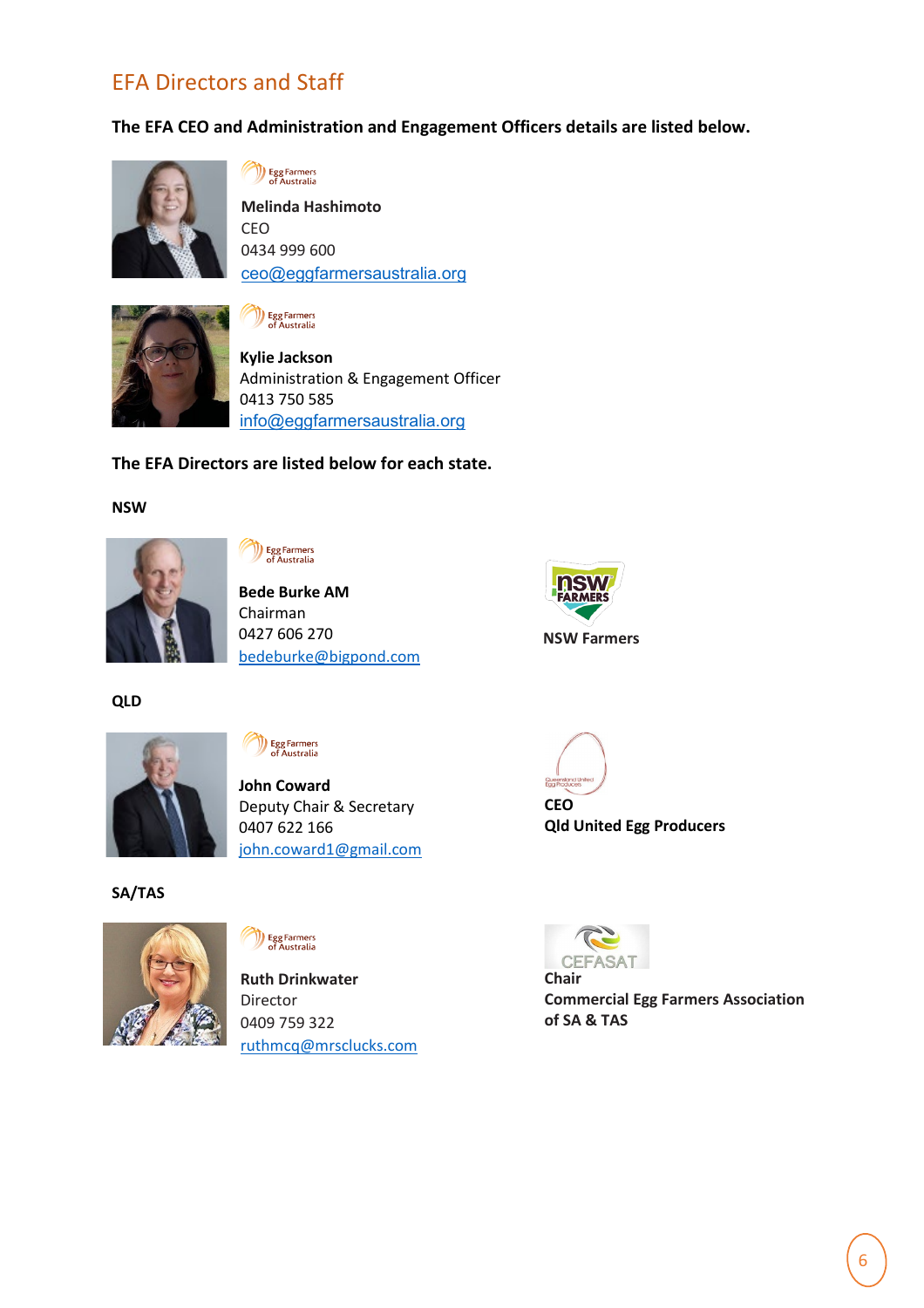## EFA Directors and Staff

**The EFA CEO and Administration and Engagement Officers details are listed below.**

Egg Farmers of Australia

**Melinda Hashimoto**
CEO
0434 999 600
ceo@eggfarmersaustralia.org

Egg Farmers of Australia

**Kylie Jackson**
Administration & Engagement Officer
0413 750 585
info@eggfarmersaustralia.org

**The EFA Directors are listed below for each state.**

**NSW**

Egg Farmers of Australia

**Bede Burke AM**
Chairman
0427 606 270
bedeburke@bigpond.com

**NSW Farmers**

**QLD**

Egg Farmers of Australia

**John Coward**
Deputy Chair & Secretary
0407 622 166
john.coward1@gmail.com

**CEO**
**Qld United Egg Producers**

**SA/TAS**

Egg Farmers of Australia

**Ruth Drinkwater**
Director
0409 759 322
ruthmcq@mrsclucks.com

CEFASAT

**Chair**
**Commercial Egg Farmers Association of SA & TAS**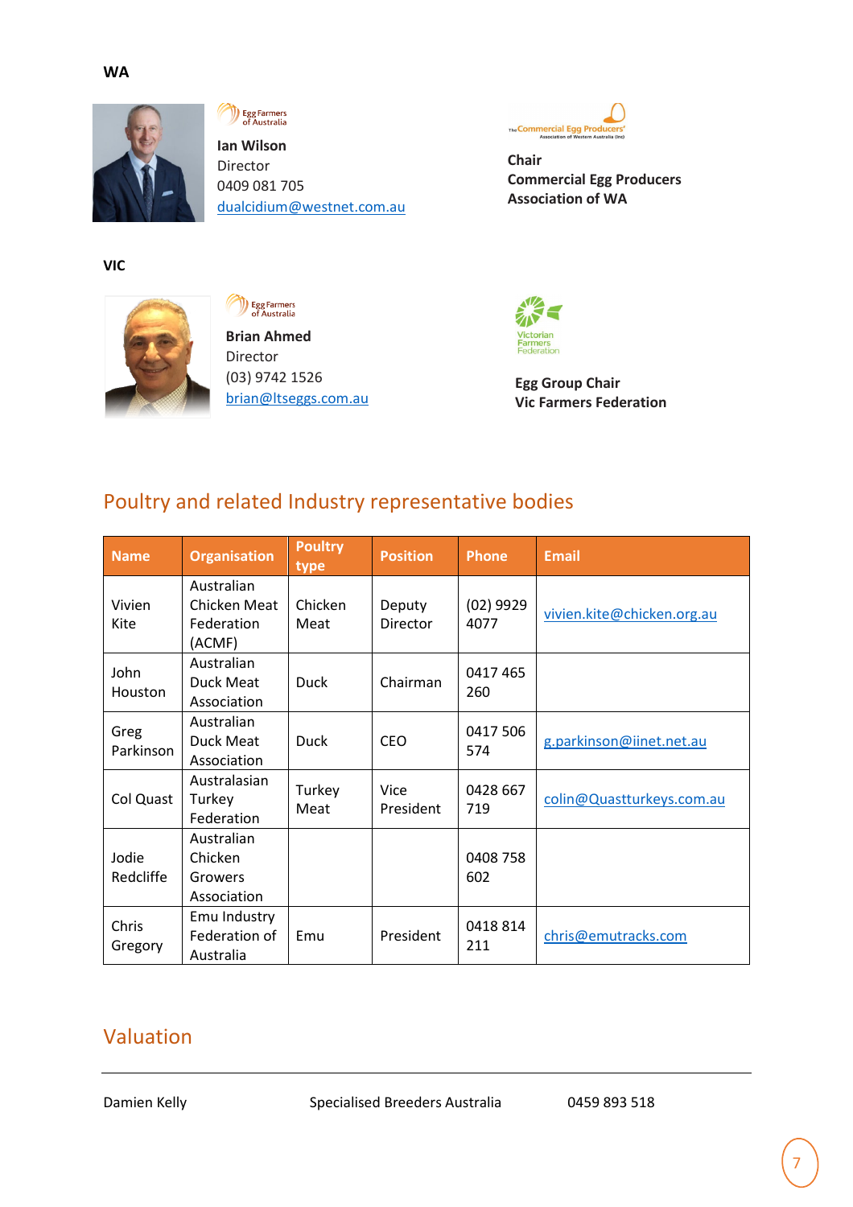**WA**

Egg Farmers of Australia

**Ian Wilson**
Director
0409 081 705
dualcidium@westnet.com.au

The Commercial Egg Producers' Association of Western Australia (Inc)

**Chair**
**Commercial Egg Producers Association of WA**

**VIC**

Egg Farmers of Australia

**Brian Ahmed**
Director
(03) 9742 1526
brian@ltseggs.com.au

Victorian Farmers Federation

**Egg Group Chair**
**Vic Farmers Federation**

## Poultry and related Industry representative bodies

| Name | Organisation | Poultry type | Position | Phone | Email |
|---|---|---|---|---|---|
| Vivien Kite | Australian Chicken Meat Federation (ACMF) | Chicken Meat | Deputy Director | (02) 9929 4077 | vivien.kite@chicken.org.au |
| John Houston | Australian Duck Meat Association | Duck | Chairman | 0417 465 260 | |
| Greg Parkinson | Australian Duck Meat Association | Duck | CEO | 0417 506 574 | g.parkinson@iinet.net.au |
| Col Quast | Australasian Turkey Federation | Turkey Meat | Vice President | 0428 667 719 | colin@Quastturkeys.com.au |
| Jodie Redcliffe | Australian Chicken Growers Association | | | 0408 758 602 | |
| Chris Gregory | Emu Industry Federation of Australia | Emu | President | 0418 814 211 | chris@emutracks.com |

## Valuation

Damien Kelly — Specialised Breeders Australia — 0459 893 518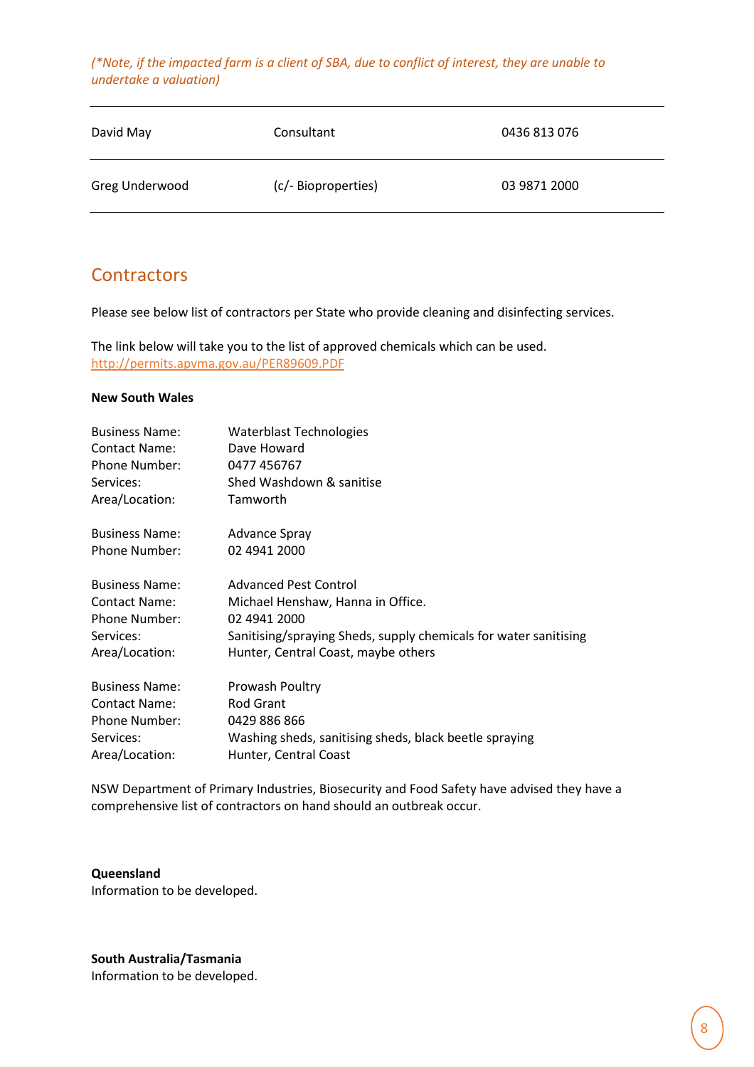*(\*Note, if the impacted farm is a client of SBA, due to conflict of interest, they are unable to undertake a valuation)*

| | | |
|---|---|---|
| David May | Consultant | 0436 813 076 |
| Greg Underwood | (c/- Bioproperties) | 03 9871 2000 |

## Contractors

Please see below list of contractors per State who provide cleaning and disinfecting services.

The link below will take you to the list of approved chemicals which can be used.
http://permits.apvma.gov.au/PER89609.PDF

**New South Wales**

Business Name: Waterblast Technologies
Contact Name: Dave Howard
Phone Number: 0477 456767
Services: Shed Washdown & sanitise
Area/Location: Tamworth

Business Name: Advance Spray
Phone Number: 02 4941 2000

Business Name: Advanced Pest Control
Contact Name: Michael Henshaw, Hanna in Office.
Phone Number: 02 4941 2000
Services: Sanitising/spraying Sheds, supply chemicals for water sanitising
Area/Location: Hunter, Central Coast, maybe others

Business Name: Prowash Poultry
Contact Name: Rod Grant
Phone Number: 0429 886 866
Services: Washing sheds, sanitising sheds, black beetle spraying
Area/Location: Hunter, Central Coast

NSW Department of Primary Industries, Biosecurity and Food Safety have advised they have a comprehensive list of contractors on hand should an outbreak occur.

**Queensland**
Information to be developed.

**South Australia/Tasmania**
Information to be developed.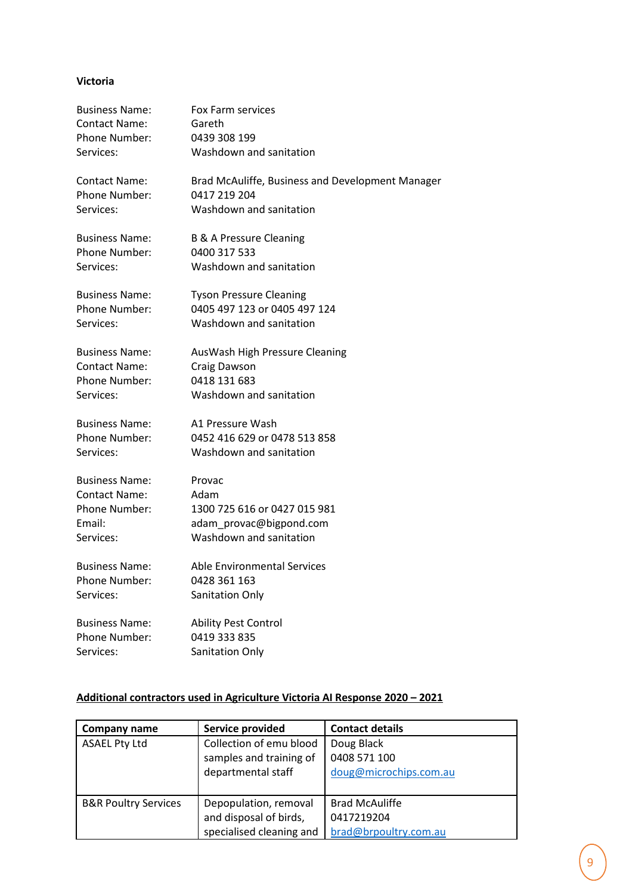**Victoria**

Business Name: Fox Farm services
Contact Name: Gareth
Phone Number: 0439 308 199
Services: Washdown and sanitation

Contact Name: Brad McAuliffe, Business and Development Manager
Phone Number: 0417 219 204
Services: Washdown and sanitation

Business Name: B & A Pressure Cleaning
Phone Number: 0400 317 533
Services: Washdown and sanitation

Business Name: Tyson Pressure Cleaning
Phone Number: 0405 497 123 or 0405 497 124
Services: Washdown and sanitation

Business Name: AusWash High Pressure Cleaning
Contact Name: Craig Dawson
Phone Number: 0418 131 683
Services: Washdown and sanitation

Business Name: A1 Pressure Wash
Phone Number: 0452 416 629 or 0478 513 858
Services: Washdown and sanitation

Business Name: Provac
Contact Name: Adam
Phone Number: 1300 725 616 or 0427 015 981
Email: adam_provac@bigpond.com
Services: Washdown and sanitation

Business Name: Able Environmental Services
Phone Number: 0428 361 163
Services: Sanitation Only

Business Name: Ability Pest Control
Phone Number: 0419 333 835
Services: Sanitation Only

**Additional contractors used in Agriculture Victoria AI Response 2020 – 2021**

| Company name | Service provided | Contact details |
|---|---|---|
| ASAEL Pty Ltd | Collection of emu blood samples and training of departmental staff | Doug Black<br>0408 571 100<br>doug@microchips.com.au |
| B&R Poultry Services | Depopulation, removal and disposal of birds, specialised cleaning and | Brad McAuliffe<br>0417219204<br>brad@brpoultry.com.au |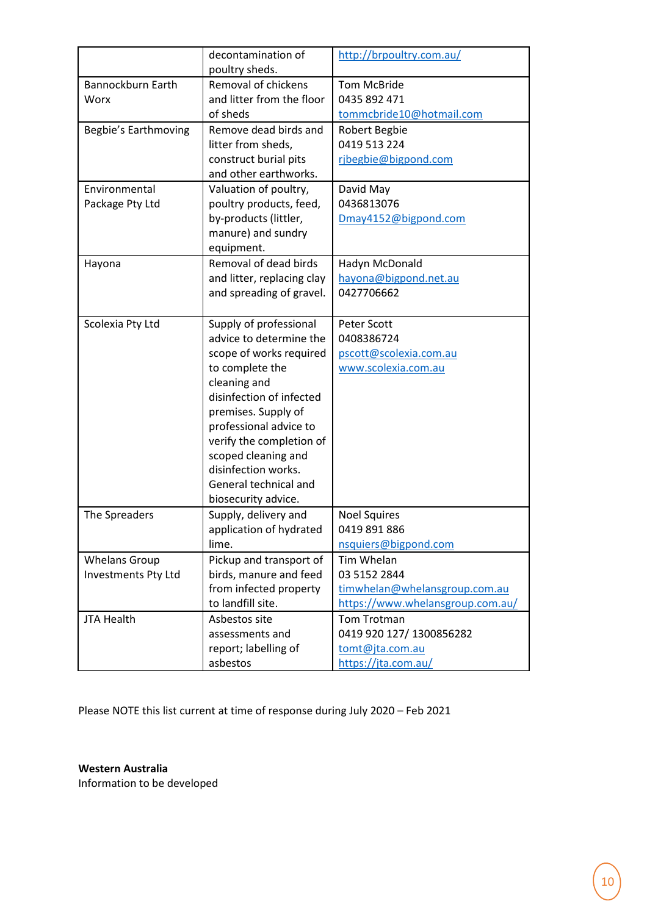| | | |
|---|---|---|
| | decontamination of poultry sheds. | http://brpoultry.com.au/ |
| Bannockburn Earth Worx | Removal of chickens and litter from the floor of sheds | Tom McBride<br>0435 892 471<br>tommcbride10@hotmail.com |
| Begbie's Earthmoving | Remove dead birds and litter from sheds, construct burial pits and other earthworks. | Robert Begbie<br>0419 513 224<br>rjbegbie@bigpond.com |
| Environmental Package Pty Ltd | Valuation of poultry, poultry products, feed, by-products (littler, manure) and sundry equipment. | David May<br>0436813076<br>Dmay4152@bigpond.com |
| Hayona | Removal of dead birds and litter, replacing clay and spreading of gravel. | Hadyn McDonald<br>hayona@bigpond.net.au<br>0427706662 |
| Scolexia Pty Ltd | Supply of professional advice to determine the scope of works required to complete the cleaning and disinfection of infected premises. Supply of professional advice to verify the completion of scoped cleaning and disinfection works. General technical and biosecurity advice. | Peter Scott<br>0408386724<br>pscott@scolexia.com.au<br>www.scolexia.com.au |
| The Spreaders | Supply, delivery and application of hydrated lime. | Noel Squires<br>0419 891 886<br>nsquiers@bigpond.com |
| Whelans Group Investments Pty Ltd | Pickup and transport of birds, manure and feed from infected property to landfill site. | Tim Whelan<br>03 5152 2844<br>timwhelan@whelansgroup.com.au<br>https://www.whelansgroup.com.au/ |
| JTA Health | Asbestos site assessments and report; labelling of asbestos | Tom Trotman<br>0419 920 127/ 1300856282<br>tomt@jta.com.au<br>https://jta.com.au/ |

Please NOTE this list current at time of response during July 2020 – Feb 2021

**Western Australia**

Information to be developed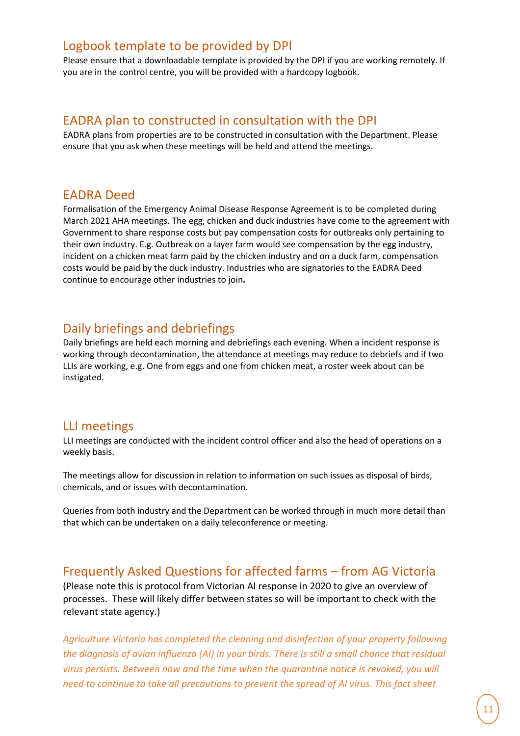## Logbook template to be provided by DPI

Please ensure that a downloadable template is provided by the DPI if you are working remotely. If you are in the control centre, you will be provided with a hardcopy logbook.

## EADRA plan to constructed in consultation with the DPI

EADRA plans from properties are to be constructed in consultation with the Department. Please ensure that you ask when these meetings will be held and attend the meetings.

## EADRA Deed

Formalisation of the Emergency Animal Disease Response Agreement is to be completed during March 2021 AHA meetings. The egg, chicken and duck industries have come to the agreement with Government to share response costs but pay compensation costs for outbreaks only pertaining to their own industry. E.g. Outbreak on a layer farm would see compensation by the egg industry, incident on a chicken meat farm paid by the chicken industry and on a duck farm, compensation costs would be paid by the duck industry. Industries who are signatories to the EADRA Deed continue to encourage other industries to join**.**

## Daily briefings and debriefings

Daily briefings are held each morning and debriefings each evening. When a incident response is working through decontamination, the attendance at meetings may reduce to debriefs and if two LLIs are working, e.g. One from eggs and one from chicken meat, a roster week about can be instigated.

## LLI meetings

LLI meetings are conducted with the incident control officer and also the head of operations on a weekly basis.

The meetings allow for discussion in relation to information on such issues as disposal of birds, chemicals, and or issues with decontamination.

Queries from both industry and the Department can be worked through in much more detail than that which can be undertaken on a daily teleconference or meeting.

## Frequently Asked Questions for affected farms – from AG Victoria

(Please note this is protocol from Victorian AI response in 2020 to give an overview of processes. These will likely differ between states so will be important to check with the relevant state agency.)

*Agriculture Victoria has completed the cleaning and disinfection of your property following the diagnosis of avian influenza (AI) in your birds. There is still a small chance that residual virus persists. Between now and the time when the quarantine notice is revoked, you will need to continue to take all precautions to prevent the spread of AI virus. This fact sheet*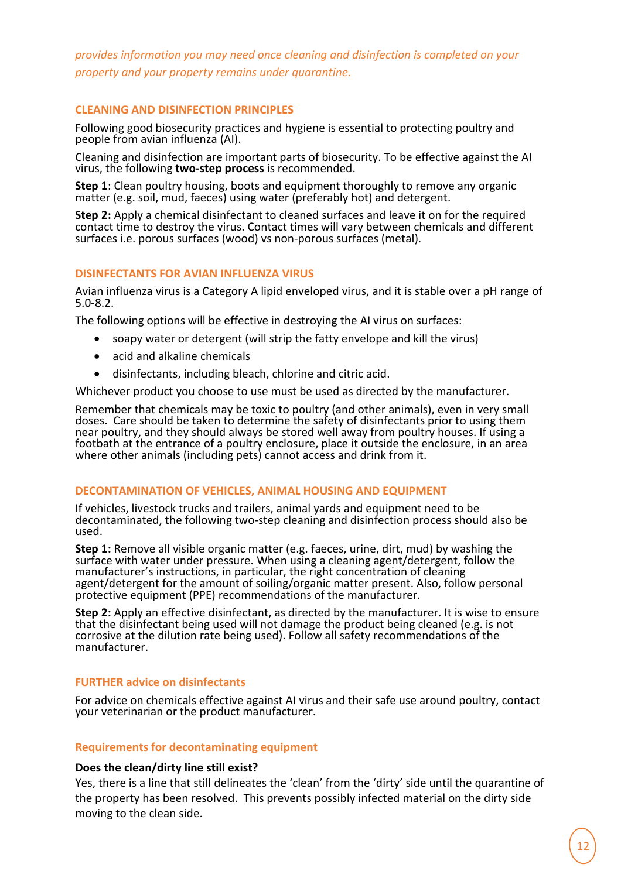*provides information you may need once cleaning and disinfection is completed on your property and your property remains under quarantine.*

## CLEANING AND DISINFECTION PRINCIPLES

Following good biosecurity practices and hygiene is essential to protecting poultry and people from avian influenza (AI).

Cleaning and disinfection are important parts of biosecurity. To be effective against the AI virus, the following **two-step process** is recommended.

**Step 1**: Clean poultry housing, boots and equipment thoroughly to remove any organic matter (e.g. soil, mud, faeces) using water (preferably hot) and detergent.

**Step 2:** Apply a chemical disinfectant to cleaned surfaces and leave it on for the required contact time to destroy the virus. Contact times will vary between chemicals and different surfaces i.e. porous surfaces (wood) vs non-porous surfaces (metal).

## DISINFECTANTS FOR AVIAN INFLUENZA VIRUS

Avian influenza virus is a Category A lipid enveloped virus, and it is stable over a pH range of 5.0-8.2.

The following options will be effective in destroying the AI virus on surfaces:

- soapy water or detergent (will strip the fatty envelope and kill the virus)
- acid and alkaline chemicals
- disinfectants, including bleach, chlorine and citric acid.

Whichever product you choose to use must be used as directed by the manufacturer.

Remember that chemicals may be toxic to poultry (and other animals), even in very small doses. Care should be taken to determine the safety of disinfectants prior to using them near poultry, and they should always be stored well away from poultry houses. If using a footbath at the entrance of a poultry enclosure, place it outside the enclosure, in an area where other animals (including pets) cannot access and drink from it.

## DECONTAMINATION OF VEHICLES, ANIMAL HOUSING AND EQUIPMENT

If vehicles, livestock trucks and trailers, animal yards and equipment need to be decontaminated, the following two-step cleaning and disinfection process should also be used.

**Step 1:** Remove all visible organic matter (e.g. faeces, urine, dirt, mud) by washing the surface with water under pressure. When using a cleaning agent/detergent, follow the manufacturer's instructions, in particular, the right concentration of cleaning agent/detergent for the amount of soiling/organic matter present. Also, follow personal protective equipment (PPE) recommendations of the manufacturer.

**Step 2:** Apply an effective disinfectant, as directed by the manufacturer. It is wise to ensure that the disinfectant being used will not damage the product being cleaned (e.g. is not corrosive at the dilution rate being used). Follow all safety recommendations of the manufacturer.

## FURTHER advice on disinfectants

For advice on chemicals effective against AI virus and their safe use around poultry, contact your veterinarian or the product manufacturer.

## Requirements for decontaminating equipment

**Does the clean/dirty line still exist?**

Yes, there is a line that still delineates the 'clean' from the 'dirty' side until the quarantine of the property has been resolved. This prevents possibly infected material on the dirty side moving to the clean side.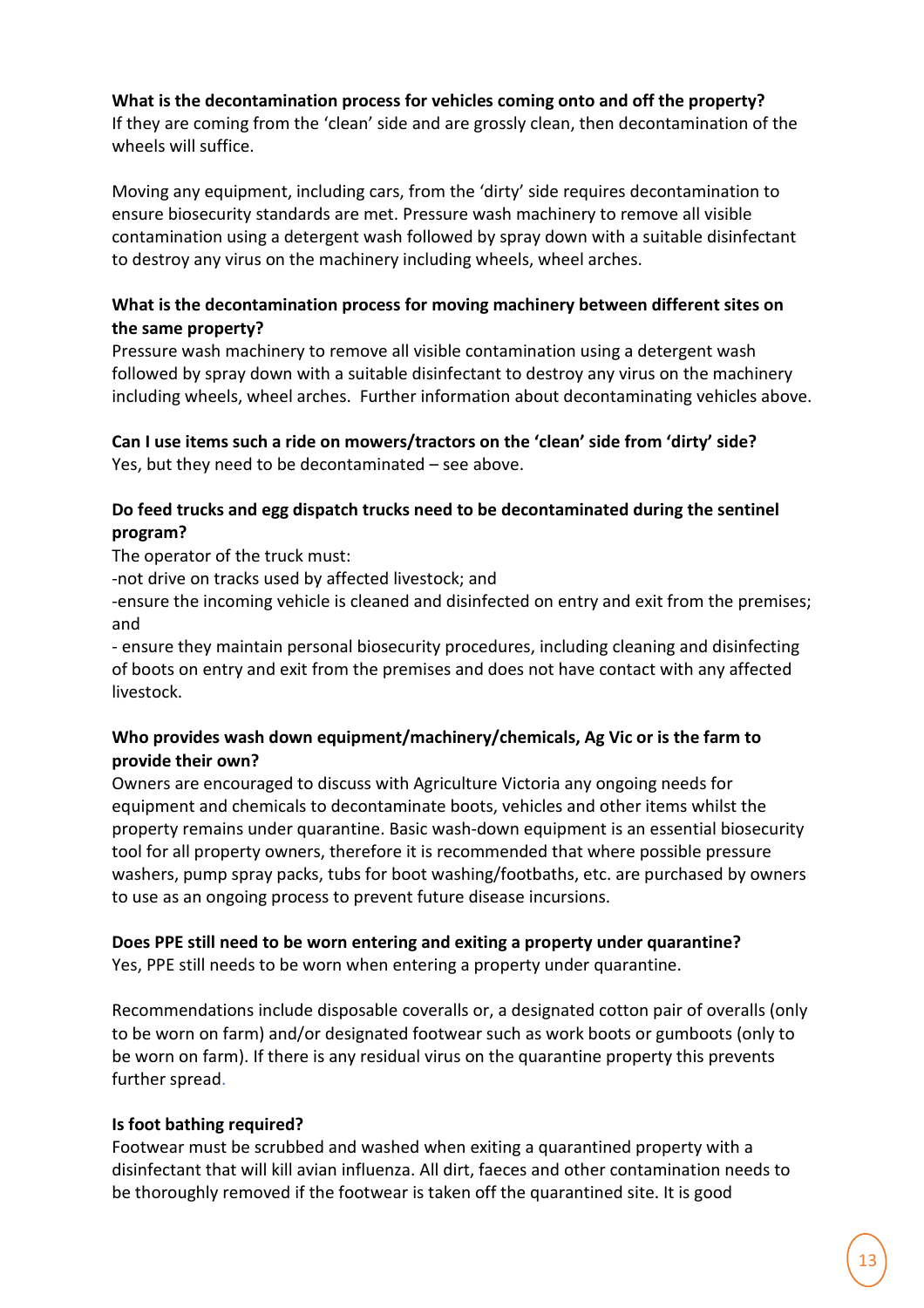**What is the decontamination process for vehicles coming onto and off the property?**
If they are coming from the 'clean' side and are grossly clean, then decontamination of the wheels will suffice.

Moving any equipment, including cars, from the 'dirty' side requires decontamination to ensure biosecurity standards are met. Pressure wash machinery to remove all visible contamination using a detergent wash followed by spray down with a suitable disinfectant to destroy any virus on the machinery including wheels, wheel arches.

**What is the decontamination process for moving machinery between different sites on the same property?**
Pressure wash machinery to remove all visible contamination using a detergent wash followed by spray down with a suitable disinfectant to destroy any virus on the machinery including wheels, wheel arches. Further information about decontaminating vehicles above.

**Can I use items such a ride on mowers/tractors on the 'clean' side from 'dirty' side?**
Yes, but they need to be decontaminated – see above.

**Do feed trucks and egg dispatch trucks need to be decontaminated during the sentinel program?**
The operator of the truck must:
-not drive on tracks used by affected livestock; and
-ensure the incoming vehicle is cleaned and disinfected on entry and exit from the premises; and
- ensure they maintain personal biosecurity procedures, including cleaning and disinfecting of boots on entry and exit from the premises and does not have contact with any affected livestock.

**Who provides wash down equipment/machinery/chemicals, Ag Vic or is the farm to provide their own?**
Owners are encouraged to discuss with Agriculture Victoria any ongoing needs for equipment and chemicals to decontaminate boots, vehicles and other items whilst the property remains under quarantine. Basic wash-down equipment is an essential biosecurity tool for all property owners, therefore it is recommended that where possible pressure washers, pump spray packs, tubs for boot washing/footbaths, etc. are purchased by owners to use as an ongoing process to prevent future disease incursions.

**Does PPE still need to be worn entering and exiting a property under quarantine?**
Yes, PPE still needs to be worn when entering a property under quarantine.

Recommendations include disposable coveralls or, a designated cotton pair of overalls (only to be worn on farm) and/or designated footwear such as work boots or gumboots (only to be worn on farm). If there is any residual virus on the quarantine property this prevents further spread.

**Is foot bathing required?**
Footwear must be scrubbed and washed when exiting a quarantined property with a disinfectant that will kill avian influenza. All dirt, faeces and other contamination needs to be thoroughly removed if the footwear is taken off the quarantined site. It is good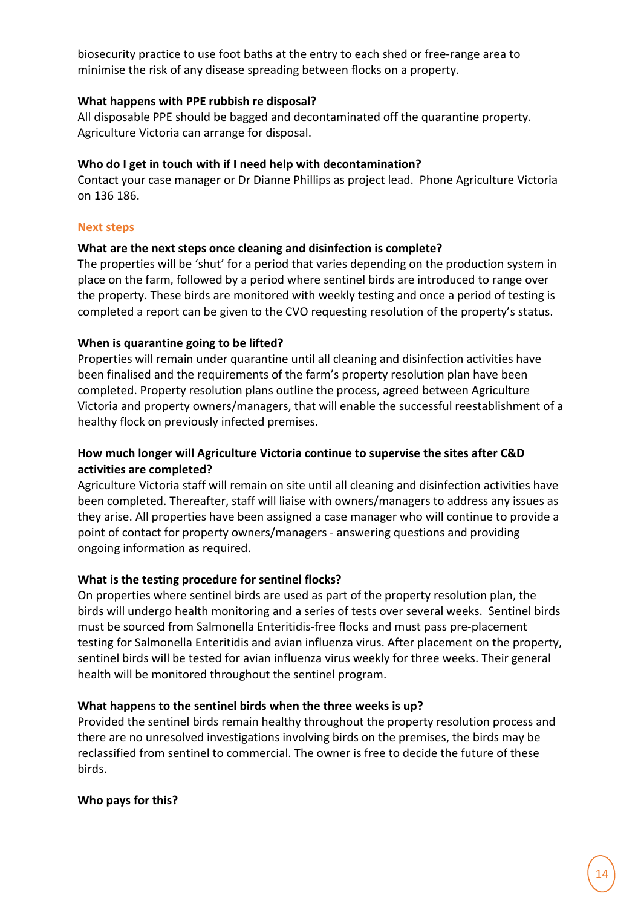biosecurity practice to use foot baths at the entry to each shed or free-range area to minimise the risk of any disease spreading between flocks on a property.

**What happens with PPE rubbish re disposal?**

All disposable PPE should be bagged and decontaminated off the quarantine property. Agriculture Victoria can arrange for disposal.

**Who do I get in touch with if I need help with decontamination?**

Contact your case manager or Dr Dianne Phillips as project lead. Phone Agriculture Victoria on 136 186.

## Next steps

**What are the next steps once cleaning and disinfection is complete?**

The properties will be 'shut' for a period that varies depending on the production system in place on the farm, followed by a period where sentinel birds are introduced to range over the property. These birds are monitored with weekly testing and once a period of testing is completed a report can be given to the CVO requesting resolution of the property's status.

**When is quarantine going to be lifted?**

Properties will remain under quarantine until all cleaning and disinfection activities have been finalised and the requirements of the farm's property resolution plan have been completed. Property resolution plans outline the process, agreed between Agriculture Victoria and property owners/managers, that will enable the successful reestablishment of a healthy flock on previously infected premises.

**How much longer will Agriculture Victoria continue to supervise the sites after C&D activities are completed?**

Agriculture Victoria staff will remain on site until all cleaning and disinfection activities have been completed. Thereafter, staff will liaise with owners/managers to address any issues as they arise. All properties have been assigned a case manager who will continue to provide a point of contact for property owners/managers - answering questions and providing ongoing information as required.

**What is the testing procedure for sentinel flocks?**

On properties where sentinel birds are used as part of the property resolution plan, the birds will undergo health monitoring and a series of tests over several weeks. Sentinel birds must be sourced from Salmonella Enteritidis-free flocks and must pass pre-placement testing for Salmonella Enteritidis and avian influenza virus. After placement on the property, sentinel birds will be tested for avian influenza virus weekly for three weeks. Their general health will be monitored throughout the sentinel program.

**What happens to the sentinel birds when the three weeks is up?**

Provided the sentinel birds remain healthy throughout the property resolution process and there are no unresolved investigations involving birds on the premises, the birds may be reclassified from sentinel to commercial. The owner is free to decide the future of these birds.

**Who pays for this?**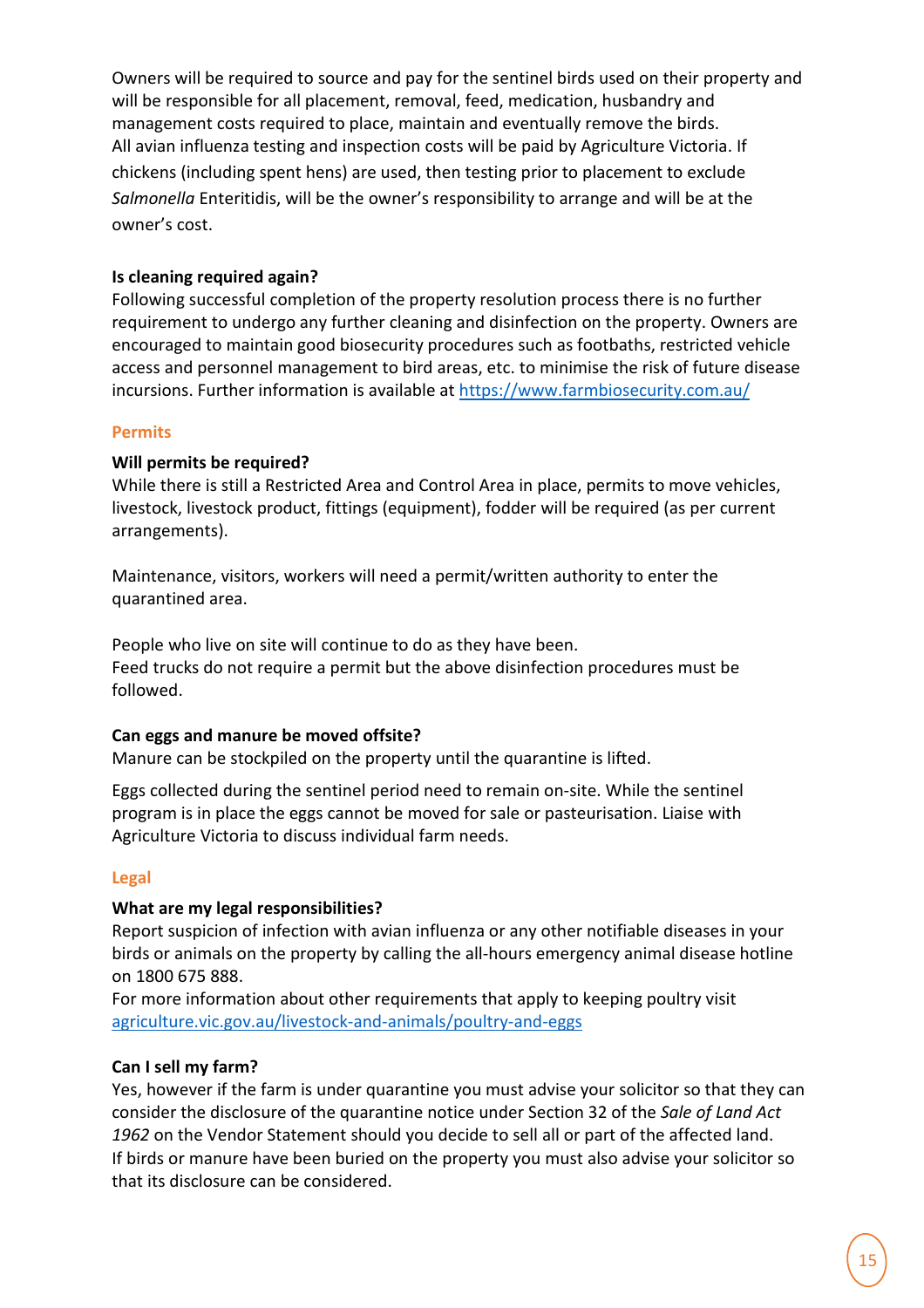Owners will be required to source and pay for the sentinel birds used on their property and will be responsible for all placement, removal, feed, medication, husbandry and management costs required to place, maintain and eventually remove the birds.
All avian influenza testing and inspection costs will be paid by Agriculture Victoria. If chickens (including spent hens) are used, then testing prior to placement to exclude *Salmonella* Enteritidis, will be the owner's responsibility to arrange and will be at the owner's cost.

**Is cleaning required again?**
Following successful completion of the property resolution process there is no further requirement to undergo any further cleaning and disinfection on the property. Owners are encouraged to maintain good biosecurity procedures such as footbaths, restricted vehicle access and personnel management to bird areas, etc. to minimise the risk of future disease incursions. Further information is available at https://www.farmbiosecurity.com.au/

## Permits

**Will permits be required?**
While there is still a Restricted Area and Control Area in place, permits to move vehicles, livestock, livestock product, fittings (equipment), fodder will be required (as per current arrangements).

Maintenance, visitors, workers will need a permit/written authority to enter the quarantined area.

People who live on site will continue to do as they have been.
Feed trucks do not require a permit but the above disinfection procedures must be followed.

**Can eggs and manure be moved offsite?**
Manure can be stockpiled on the property until the quarantine is lifted.

Eggs collected during the sentinel period need to remain on-site. While the sentinel program is in place the eggs cannot be moved for sale or pasteurisation. Liaise with Agriculture Victoria to discuss individual farm needs.

## Legal

**What are my legal responsibilities?**
Report suspicion of infection with avian influenza or any other notifiable diseases in your birds or animals on the property by calling the all-hours emergency animal disease hotline on 1800 675 888.
For more information about other requirements that apply to keeping poultry visit agriculture.vic.gov.au/livestock-and-animals/poultry-and-eggs

**Can I sell my farm?**
Yes, however if the farm is under quarantine you must advise your solicitor so that they can consider the disclosure of the quarantine notice under Section 32 of the *Sale of Land Act 1962* on the Vendor Statement should you decide to sell all or part of the affected land.
If birds or manure have been buried on the property you must also advise your solicitor so that its disclosure can be considered.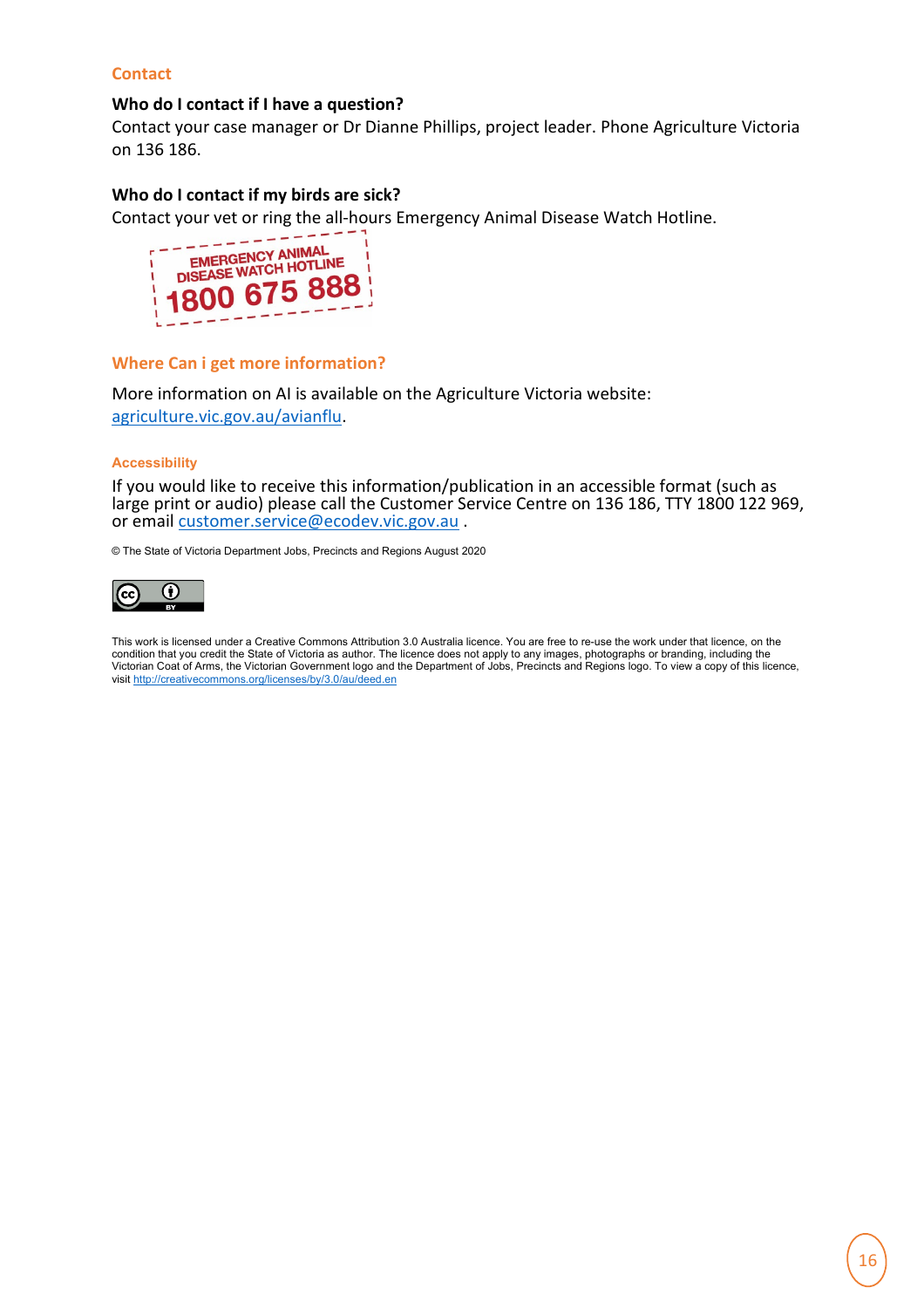## Contact

### Who do I contact if I have a question?

Contact your case manager or Dr Dianne Phillips, project leader. Phone Agriculture Victoria on 136 186.

### Who do I contact if my birds are sick?

Contact your vet or ring the all-hours Emergency Animal Disease Watch Hotline.

EMERGENCY ANIMAL DISEASE WATCH HOTLINE
**1800 675 888**

## Where Can i get more information?

More information on AI is available on the Agriculture Victoria website: agriculture.vic.gov.au/avianflu.

### Accessibility

If you would like to receive this information/publication in an accessible format (such as large print or audio) please call the Customer Service Centre on 136 186, TTY 1800 122 969, or email customer.service@ecodev.vic.gov.au .

© The State of Victoria Department Jobs, Precincts and Regions August 2020

This work is licensed under a Creative Commons Attribution 3.0 Australia licence. You are free to re-use the work under that licence, on the condition that you credit the State of Victoria as author. The licence does not apply to any images, photographs or branding, including the Victorian Coat of Arms, the Victorian Government logo and the Department of Jobs, Precincts and Regions logo. To view a copy of this licence, visit http://creativecommons.org/licenses/by/3.0/au/deed.en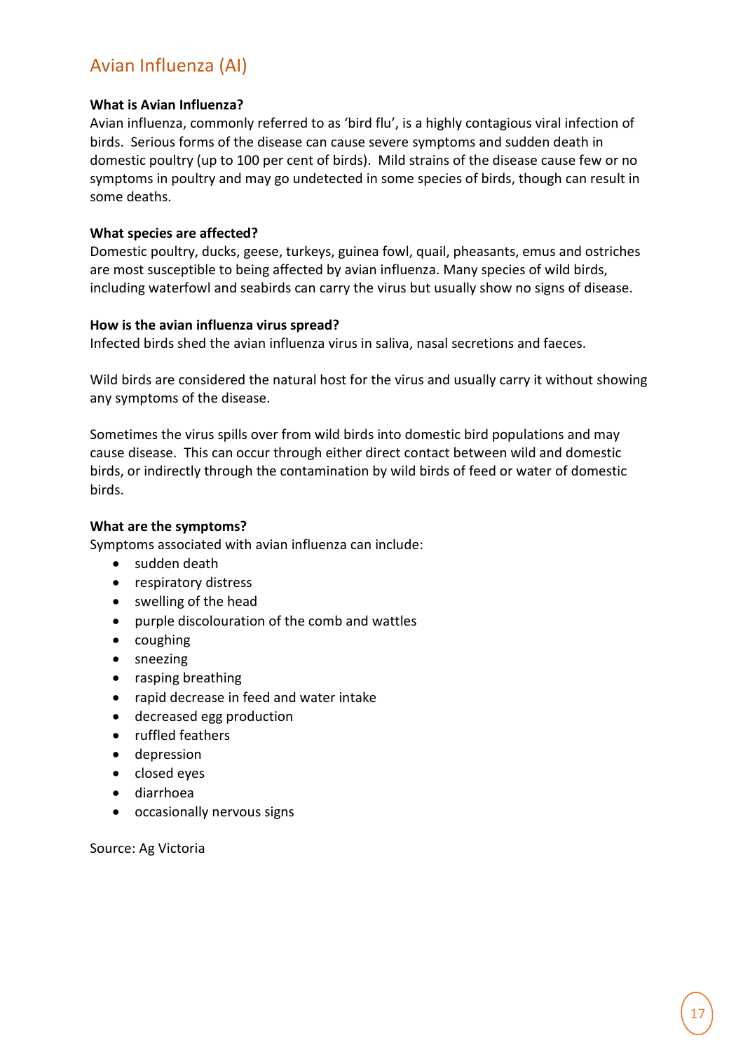## Avian Influenza (AI)

**What is Avian Influenza?**

Avian influenza, commonly referred to as 'bird flu', is a highly contagious viral infection of birds. Serious forms of the disease can cause severe symptoms and sudden death in domestic poultry (up to 100 per cent of birds). Mild strains of the disease cause few or no symptoms in poultry and may go undetected in some species of birds, though can result in some deaths.

**What species are affected?**

Domestic poultry, ducks, geese, turkeys, guinea fowl, quail, pheasants, emus and ostriches are most susceptible to being affected by avian influenza. Many species of wild birds, including waterfowl and seabirds can carry the virus but usually show no signs of disease.

**How is the avian influenza virus spread?**

Infected birds shed the avian influenza virus in saliva, nasal secretions and faeces.

Wild birds are considered the natural host for the virus and usually carry it without showing any symptoms of the disease.

Sometimes the virus spills over from wild birds into domestic bird populations and may cause disease. This can occur through either direct contact between wild and domestic birds, or indirectly through the contamination by wild birds of feed or water of domestic birds.

**What are the symptoms?**

Symptoms associated with avian influenza can include:

- sudden death
- respiratory distress
- swelling of the head
- purple discolouration of the comb and wattles
- coughing
- sneezing
- rasping breathing
- rapid decrease in feed and water intake
- decreased egg production
- ruffled feathers
- depression
- closed eyes
- diarrhoea
- occasionally nervous signs

Source: Ag Victoria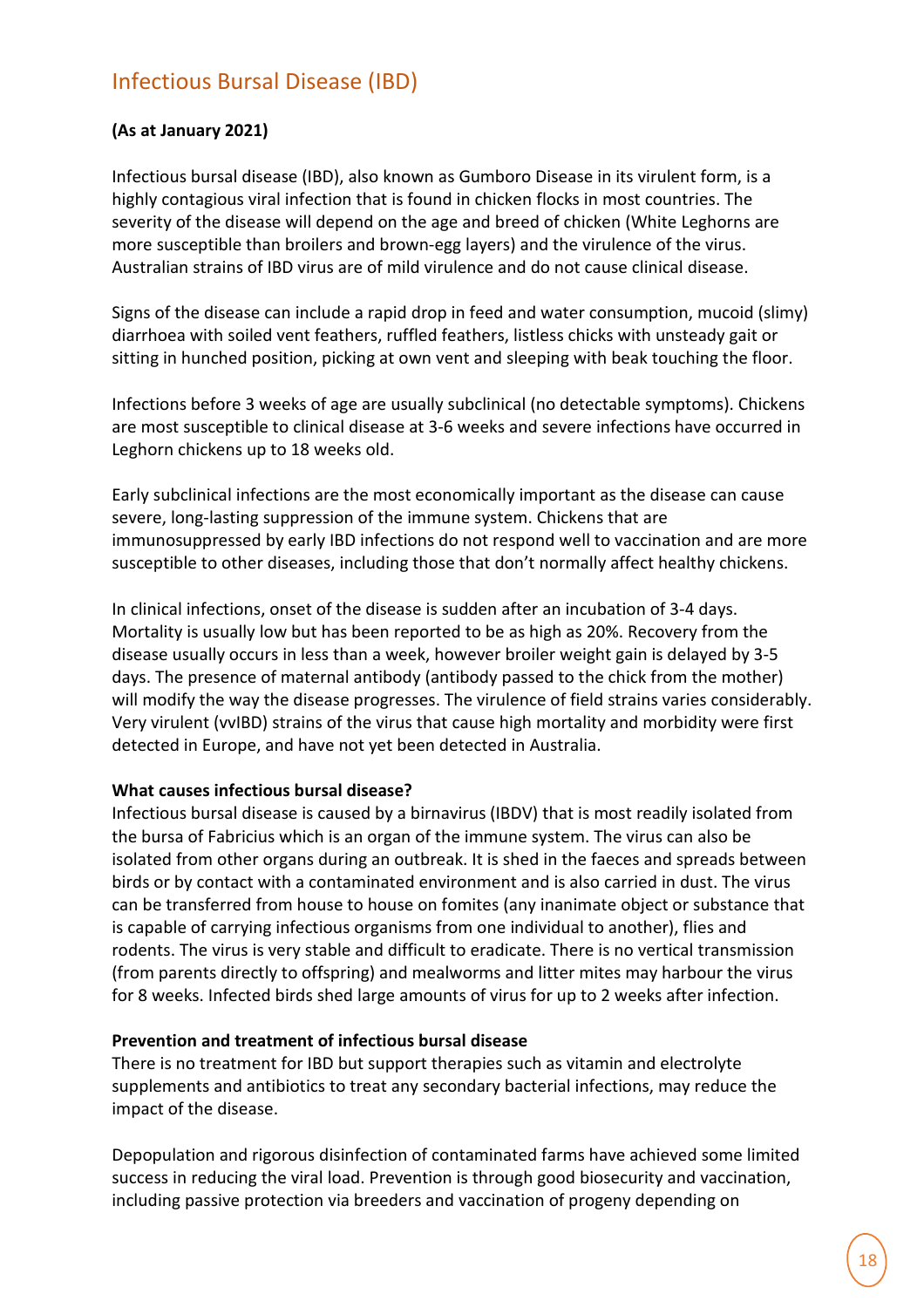## Infectious Bursal Disease (IBD)

**(As at January 2021)**

Infectious bursal disease (IBD), also known as Gumboro Disease in its virulent form, is a highly contagious viral infection that is found in chicken flocks in most countries. The severity of the disease will depend on the age and breed of chicken (White Leghorns are more susceptible than broilers and brown-egg layers) and the virulence of the virus. Australian strains of IBD virus are of mild virulence and do not cause clinical disease.

Signs of the disease can include a rapid drop in feed and water consumption, mucoid (slimy) diarrhoea with soiled vent feathers, ruffled feathers, listless chicks with unsteady gait or sitting in hunched position, picking at own vent and sleeping with beak touching the floor.

Infections before 3 weeks of age are usually subclinical (no detectable symptoms). Chickens are most susceptible to clinical disease at 3-6 weeks and severe infections have occurred in Leghorn chickens up to 18 weeks old.

Early subclinical infections are the most economically important as the disease can cause severe, long-lasting suppression of the immune system. Chickens that are immunosuppressed by early IBD infections do not respond well to vaccination and are more susceptible to other diseases, including those that don't normally affect healthy chickens.

In clinical infections, onset of the disease is sudden after an incubation of 3-4 days. Mortality is usually low but has been reported to be as high as 20%. Recovery from the disease usually occurs in less than a week, however broiler weight gain is delayed by 3-5 days. The presence of maternal antibody (antibody passed to the chick from the mother) will modify the way the disease progresses. The virulence of field strains varies considerably. Very virulent (vvIBD) strains of the virus that cause high mortality and morbidity were first detected in Europe, and have not yet been detected in Australia.

**What causes infectious bursal disease?**

Infectious bursal disease is caused by a birnavirus (IBDV) that is most readily isolated from the bursa of Fabricius which is an organ of the immune system. The virus can also be isolated from other organs during an outbreak. It is shed in the faeces and spreads between birds or by contact with a contaminated environment and is also carried in dust. The virus can be transferred from house to house on fomites (any inanimate object or substance that is capable of carrying infectious organisms from one individual to another), flies and rodents. The virus is very stable and difficult to eradicate. There is no vertical transmission (from parents directly to offspring) and mealworms and litter mites may harbour the virus for 8 weeks. Infected birds shed large amounts of virus for up to 2 weeks after infection.

**Prevention and treatment of infectious bursal disease**

There is no treatment for IBD but support therapies such as vitamin and electrolyte supplements and antibiotics to treat any secondary bacterial infections, may reduce the impact of the disease.

Depopulation and rigorous disinfection of contaminated farms have achieved some limited success in reducing the viral load. Prevention is through good biosecurity and vaccination, including passive protection via breeders and vaccination of progeny depending on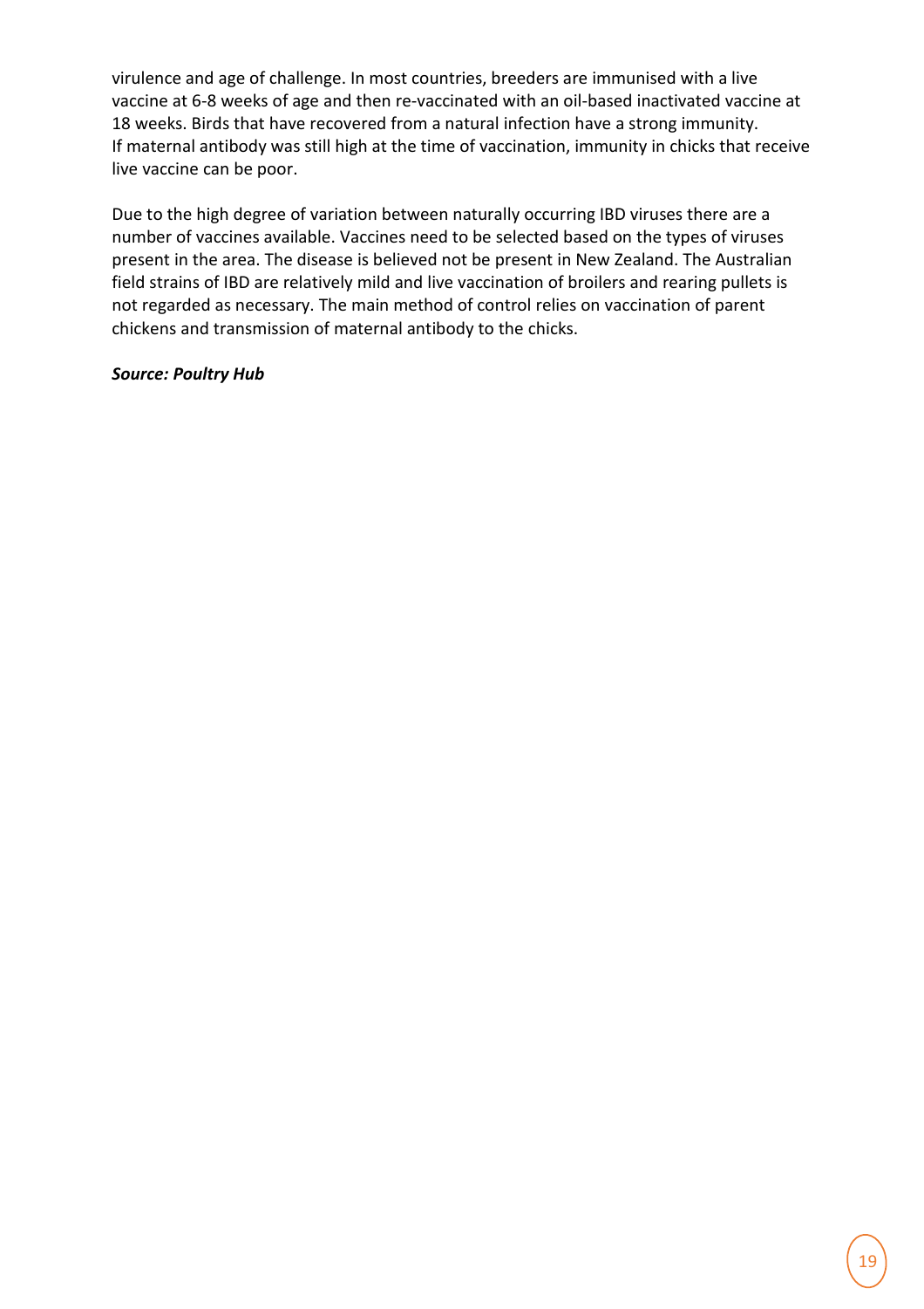virulence and age of challenge. In most countries, breeders are immunised with a live vaccine at 6-8 weeks of age and then re-vaccinated with an oil-based inactivated vaccine at 18 weeks. Birds that have recovered from a natural infection have a strong immunity. If maternal antibody was still high at the time of vaccination, immunity in chicks that receive live vaccine can be poor.

Due to the high degree of variation between naturally occurring IBD viruses there are a number of vaccines available. Vaccines need to be selected based on the types of viruses present in the area. The disease is believed not be present in New Zealand. The Australian field strains of IBD are relatively mild and live vaccination of broilers and rearing pullets is not regarded as necessary. The main method of control relies on vaccination of parent chickens and transmission of maternal antibody to the chicks.

***Source: Poultry Hub***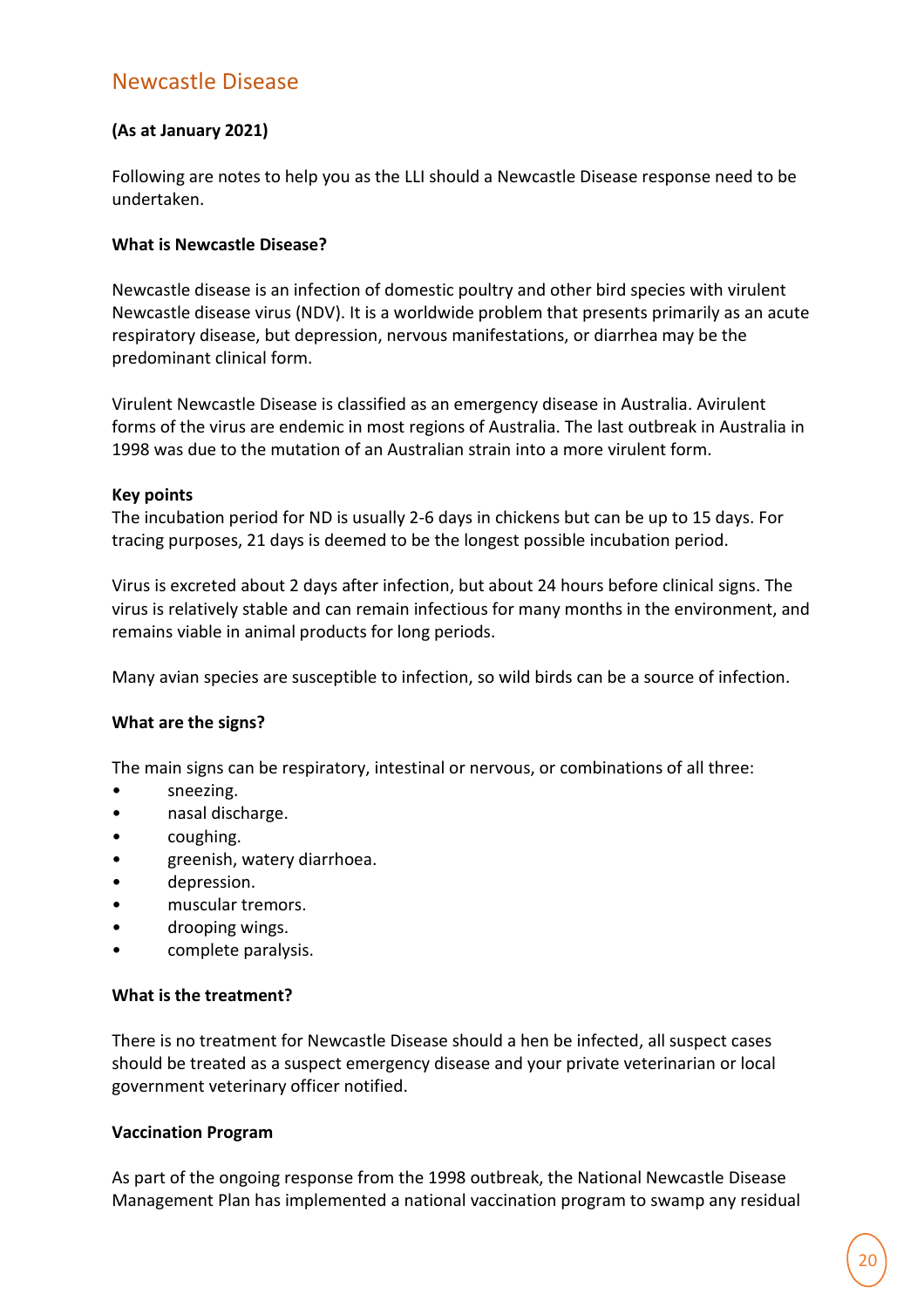## Newcastle Disease

**(As at January 2021)**

Following are notes to help you as the LLI should a Newcastle Disease response need to be undertaken.

**What is Newcastle Disease?**

Newcastle disease is an infection of domestic poultry and other bird species with virulent Newcastle disease virus (NDV). It is a worldwide problem that presents primarily as an acute respiratory disease, but depression, nervous manifestations, or diarrhea may be the predominant clinical form.

Virulent Newcastle Disease is classified as an emergency disease in Australia. Avirulent forms of the virus are endemic in most regions of Australia. The last outbreak in Australia in 1998 was due to the mutation of an Australian strain into a more virulent form.

**Key points**

The incubation period for ND is usually 2-6 days in chickens but can be up to 15 days. For tracing purposes, 21 days is deemed to be the longest possible incubation period.

Virus is excreted about 2 days after infection, but about 24 hours before clinical signs. The virus is relatively stable and can remain infectious for many months in the environment, and remains viable in animal products for long periods.

Many avian species are susceptible to infection, so wild birds can be a source of infection.

**What are the signs?**

The main signs can be respiratory, intestinal or nervous, or combinations of all three:

- sneezing.
- nasal discharge.
- coughing.
- greenish, watery diarrhoea.
- depression.
- muscular tremors.
- drooping wings.
- complete paralysis.

**What is the treatment?**

There is no treatment for Newcastle Disease should a hen be infected, all suspect cases should be treated as a suspect emergency disease and your private veterinarian or local government veterinary officer notified.

**Vaccination Program**

As part of the ongoing response from the 1998 outbreak, the National Newcastle Disease Management Plan has implemented a national vaccination program to swamp any residual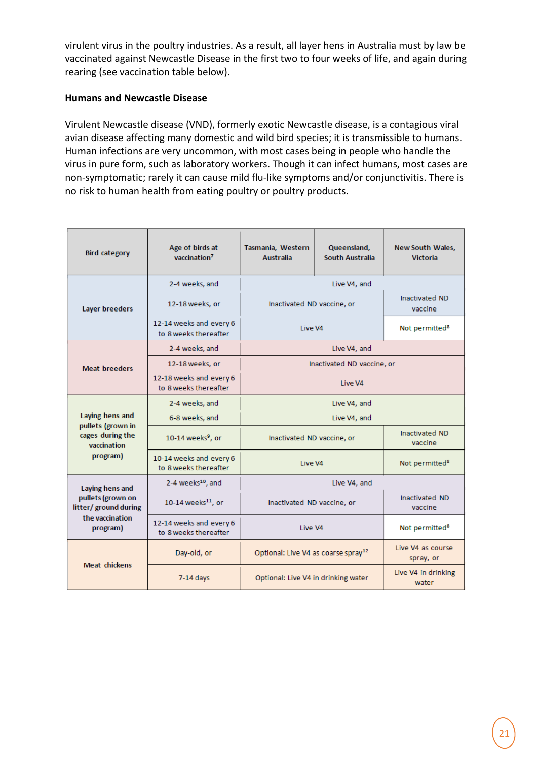virulent virus in the poultry industries. As a result, all layer hens in Australia must by law be vaccinated against Newcastle Disease in the first two to four weeks of life, and again during rearing (see vaccination table below).

**Humans and Newcastle Disease**

Virulent Newcastle disease (VND), formerly exotic Newcastle disease, is a contagious viral avian disease affecting many domestic and wild bird species; it is transmissible to humans. Human infections are very uncommon, with most cases being in people who handle the virus in pure form, such as laboratory workers. Though it can infect humans, most cases are non-symptomatic; rarely it can cause mild flu-like symptoms and/or conjunctivitis. There is no risk to human health from eating poultry or poultry products.

| Bird category | Age of birds at vaccination[7] | Tasmania, Western Australia | Queensland, South Australia | New South Wales, Victoria |
|---|---|---|---|---|
| Layer breeders | 2-4 weeks, and | Live V4, and | Live V4, and | Live V4, and |
| | 12-18 weeks, or | Inactivated ND vaccine, or | Inactivated ND vaccine, or | Inactivated ND vaccine |
| | 12-14 weeks and every 6 to 8 weeks thereafter | Live V4 | Live V4 | Not permitted[8] |
| Meat breeders | 2-4 weeks, and | Live V4, and | Live V4, and | Live V4, and |
| | 12-18 weeks, or | Inactivated ND vaccine, or | Inactivated ND vaccine, or | Inactivated ND vaccine, or |
| | 12-18 weeks and every 6 to 8 weeks thereafter | Live V4 | Live V4 | Live V4 |
| Laying hens and pullets (grown in cages during the vaccination program) | 2-4 weeks, and | Live V4, and | Live V4, and | Live V4, and |
| | 6-8 weeks, and | Live V4, and | Live V4, and | Live V4, and |
| | 10-14 weeks[9], or | Inactivated ND vaccine, or | Inactivated ND vaccine, or | Inactivated ND vaccine |
| | 10-14 weeks and every 6 to 8 weeks thereafter | Live V4 | Live V4 | Not permitted[8] |
| Laying hens and pullets (grown on litter/ ground during the vaccination program) | 2-4 weeks[10], and | Live V4, and | Live V4, and | Live V4, and |
| | 10-14 weeks[11], or | Inactivated ND vaccine, or | Inactivated ND vaccine, or | Inactivated ND vaccine |
| | 12-14 weeks and every 6 to 8 weeks thereafter | Live V4 | Live V4 | Not permitted[8] |
| Meat chickens | Day-old, or | Optional: Live V4 as coarse spray[12] | Optional: Live V4 as coarse spray[12] | Live V4 as course spray, or |
| | 7-14 days | Optional: Live V4 in drinking water | Optional: Live V4 in drinking water | Live V4 in drinking water |